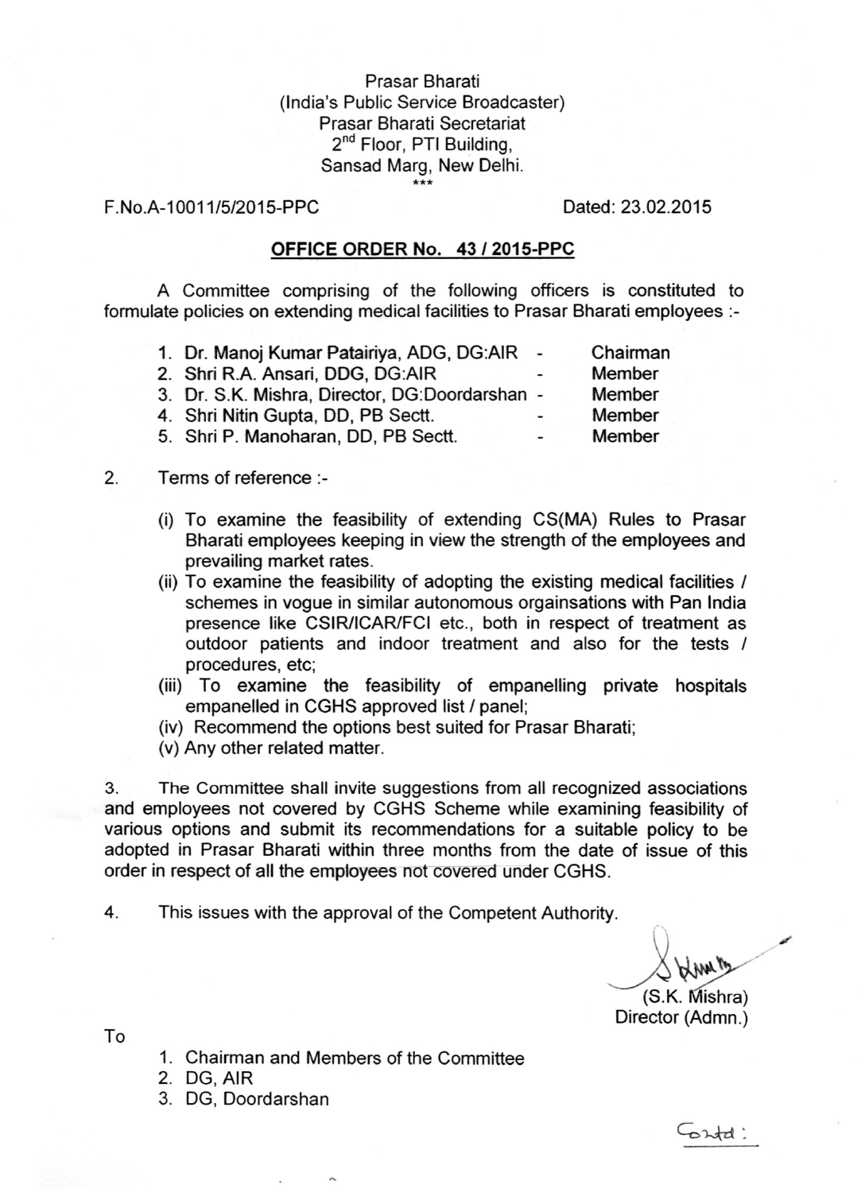Prasar Bharati
(India's Public Service Broadcaster)
Prasar Bharati Secretariat
2nd Floor, PTI Building,
Sansad Marg, New Delhi.
\*\*\*

F.No.A-10011/5/2015-PPC                                        Dated: 23.02.2015

**OFFICE ORDER No. 43 / 2015-PPC**

A Committee comprising of the following officers is constituted to formulate policies on extending medical facilities to Prasar Bharati employees :-

| | | |
|---|---|---|
| 1. Dr. Manoj Kumar Patairiya, ADG, DG:AIR | - | Chairman |
| 2. Shri R.A. Ansari, DDG, DG:AIR | - | Member |
| 3. Dr. S.K. Mishra, Director, DG:Doordarshan | - | Member |
| 4. Shri Nitin Gupta, DD, PB Sectt. | - | Member |
| 5. Shri P. Manoharan, DD, PB Sectt. | - | Member |

2. Terms of reference :-

(i) To examine the feasibility of extending CS(MA) Rules to Prasar Bharati employees keeping in view the strength of the employees and prevailing market rates.
(ii) To examine the feasibility of adopting the existing medical facilities / schemes in vogue in similar autonomous orgainsations with Pan India presence like CSIR/ICAR/FCI etc., both in respect of treatment as outdoor patients and indoor treatment and also for the tests / procedures, etc;
(iii) To examine the feasibility of empanelling private hospitals empanelled in CGHS approved list / panel;
(iv) Recommend the options best suited for Prasar Bharati;
(v) Any other related matter.

3. The Committee shall invite suggestions from all recognized associations and employees not covered by CGHS Scheme while examining feasibility of various options and submit its recommendations for a suitable policy to be adopted in Prasar Bharati within three months from the date of issue of this order in respect of all the employees not covered under CGHS.

4. This issues with the approval of the Competent Authority.

(S.K. Mishra)
Director (Admn.)

To

1. Chairman and Members of the Committee
2. DG, AIR
3. DG, Doordarshan

Contd: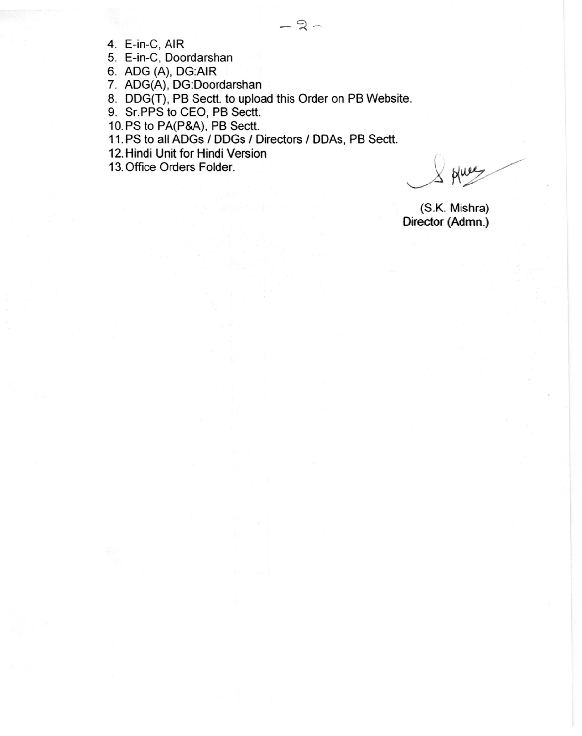4. E-in-C, AIR
5. E-in-C, Doordarshan
6. ADG (A), DG:AIR
7. ADG(A), DG:Doordarshan
8. DDG(T), PB Sectt. to upload this Order on PB Website.
9. Sr.PPS to CEO, PB Sectt.
10. PS to PA(P&A), PB Sectt.
11. PS to all ADGs / DDGs / Directors / DDAs, PB Sectt.
12. Hindi Unit for Hindi Version
13. Office Orders Folder.

(S.K. Mishra)
Director (Admn.)